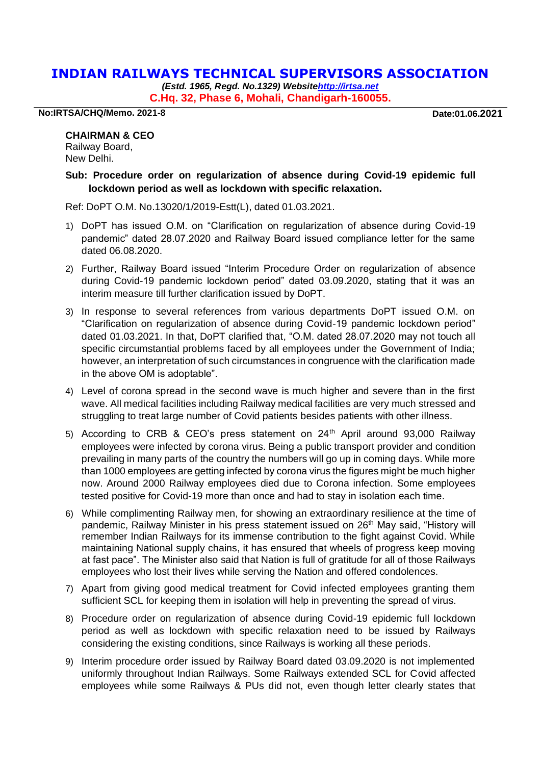# INDIAN RAILWAYS TECHNICAL SUPERVISORS ASSOCIATION

***(Estd. 1965, Regd. No.1329) Website[http://irtsa.net](http://irtsa.net)***

**C.Hq. 32, Phase 6, Mohali, Chandigarh-160055.**

**No:IRTSA/CHQ/Memo. 2021-8** **Date:01.06.2021**

**CHAIRMAN & CEO**
Railway Board,
New Delhi.

**Sub: Procedure order on regularization of absence during Covid-19 epidemic full lockdown period as well as lockdown with specific relaxation.**

Ref: DoPT O.M. No.13020/1/2019-Estt(L), dated 01.03.2021.

1) DoPT has issued O.M. on "Clarification on regularization of absence during Covid-19 pandemic" dated 28.07.2020 and Railway Board issued compliance letter for the same dated 06.08.2020.
2) Further, Railway Board issued "Interim Procedure Order on regularization of absence during Covid-19 pandemic lockdown period" dated 03.09.2020, stating that it was an interim measure till further clarification issued by DoPT.
3) In response to several references from various departments DoPT issued O.M. on "Clarification on regularization of absence during Covid-19 pandemic lockdown period" dated 01.03.2021. In that, DoPT clarified that, "O.M. dated 28.07.2020 may not touch all specific circumstantial problems faced by all employees under the Government of India; however, an interpretation of such circumstances in congruence with the clarification made in the above OM is adoptable".
4) Level of corona spread in the second wave is much higher and severe than in the first wave. All medical facilities including Railway medical facilities are very much stressed and struggling to treat large number of Covid patients besides patients with other illness.
5) According to CRB & CEO's press statement on 24th April around 93,000 Railway employees were infected by corona virus. Being a public transport provider and condition prevailing in many parts of the country the numbers will go up in coming days. While more than 1000 employees are getting infected by corona virus the figures might be much higher now. Around 2000 Railway employees died due to Corona infection. Some employees tested positive for Covid-19 more than once and had to stay in isolation each time.
6) While complimenting Railway men, for showing an extraordinary resilience at the time of pandemic, Railway Minister in his press statement issued on 26th May said, "History will remember Indian Railways for its immense contribution to the fight against Covid. While maintaining National supply chains, it has ensured that wheels of progress keep moving at fast pace". The Minister also said that Nation is full of gratitude for all of those Railways employees who lost their lives while serving the Nation and offered condolences.
7) Apart from giving good medical treatment for Covid infected employees granting them sufficient SCL for keeping them in isolation will help in preventing the spread of virus.
8) Procedure order on regularization of absence during Covid-19 epidemic full lockdown period as well as lockdown with specific relaxation need to be issued by Railways considering the existing conditions, since Railways is working all these periods.
9) Interim procedure order issued by Railway Board dated 03.09.2020 is not implemented uniformly throughout Indian Railways. Some Railways extended SCL for Covid affected employees while some Railways & PUs did not, even though letter clearly states that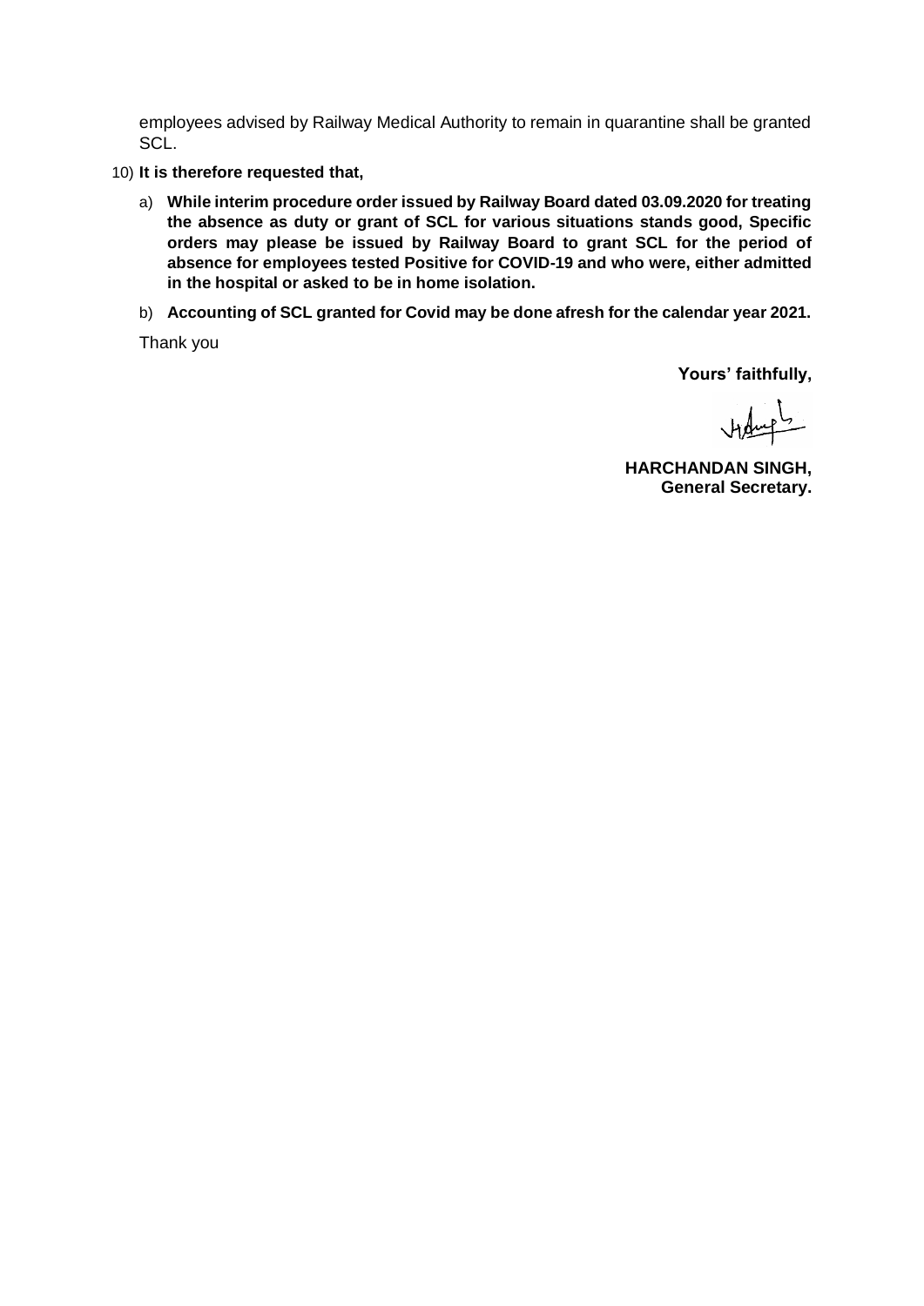employees advised by Railway Medical Authority to remain in quarantine shall be granted SCL.

10) **It is therefore requested that,**

a) **While interim procedure order issued by Railway Board dated 03.09.2020 for treating the absence as duty or grant of SCL for various situations stands good, Specific orders may please be issued by Railway Board to grant SCL for the period of absence for employees tested Positive for COVID-19 and who were, either admitted in the hospital or asked to be in home isolation.**

b) **Accounting of SCL granted for Covid may be done afresh for the calendar year 2021.**

Thank you

**Yours' faithfully,**

**HARCHANDAN SINGH,**
**General Secretary.**